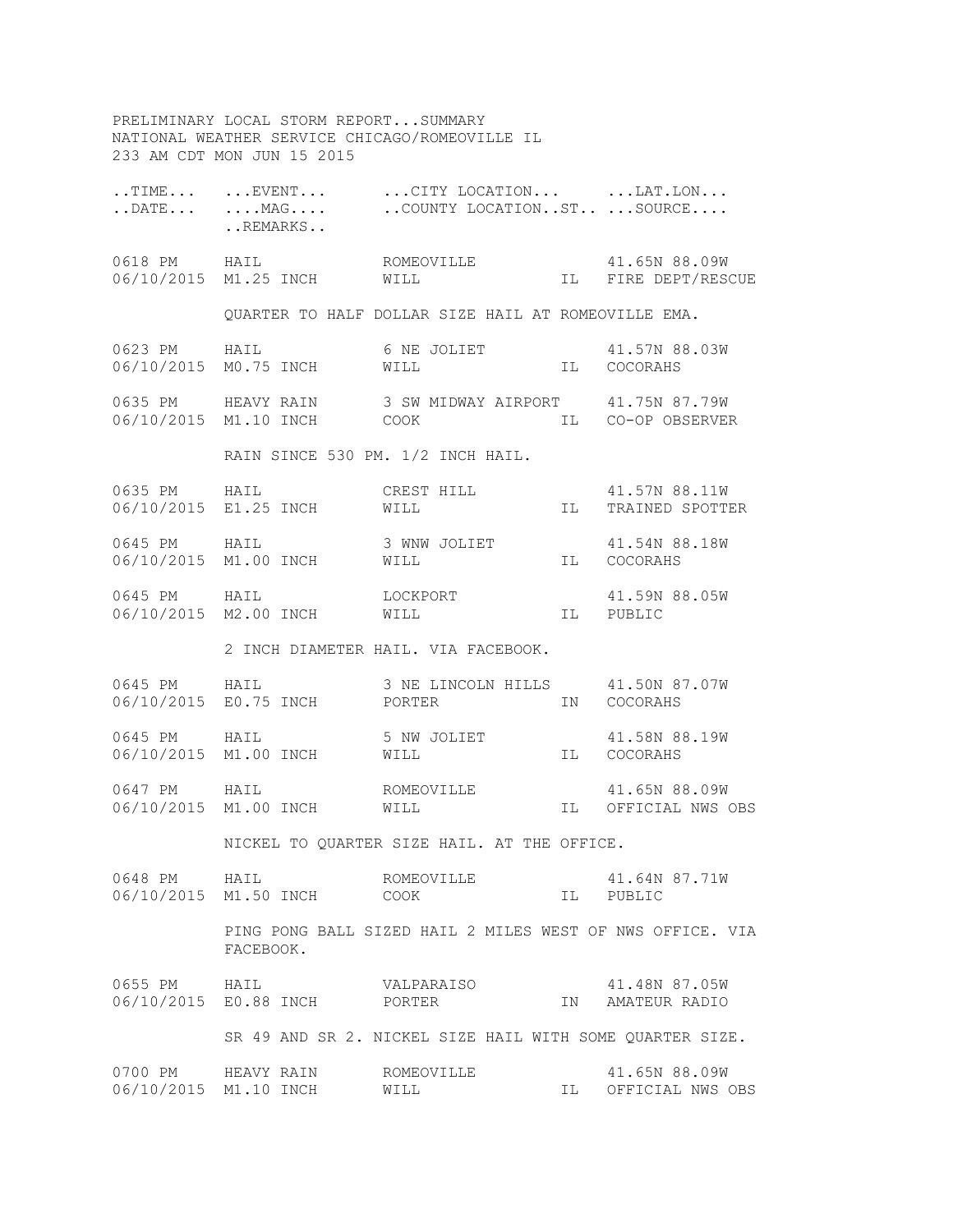```
PRELIMINARY LOCAL STORM REPORT...SUMMARY
NATIONAL WEATHER SERVICE CHICAGO/ROMEOVILLE IL
233 AM CDT MON JUN 15 2015

..TIME...   ...EVENT...      ...CITY LOCATION...     ...LAT.LON...
..DATE...   ....MAG....      ..COUNTY LOCATION..ST.. ...SOURCE....
            ..REMARKS..

0618 PM     HAIL             ROMEOVILLE              41.65N 88.09W
06/10/2015  M1.25 INCH       WILL               IL   FIRE DEPT/RESCUE

            QUARTER TO HALF DOLLAR SIZE HAIL AT ROMEOVILLE EMA.

0623 PM     HAIL             6 NE JOLIET             41.57N 88.03W
06/10/2015  M0.75 INCH       WILL               IL   COCORAHS

0635 PM     HEAVY RAIN       3 SW MIDWAY AIRPORT     41.75N 87.79W
06/10/2015  M1.10 INCH       COOK               IL   CO-OP OBSERVER

            RAIN SINCE 530 PM. 1/2 INCH HAIL.

0635 PM     HAIL             CREST HILL              41.57N 88.11W
06/10/2015  E1.25 INCH       WILL               IL   TRAINED SPOTTER

0645 PM     HAIL             3 WNW JOLIET            41.54N 88.18W
06/10/2015  M1.00 INCH       WILL               IL   COCORAHS

0645 PM     HAIL             LOCKPORT                41.59N 88.05W
06/10/2015  M2.00 INCH       WILL               IL   PUBLIC

            2 INCH DIAMETER HAIL. VIA FACEBOOK.

0645 PM     HAIL             3 NE LINCOLN HILLS      41.50N 87.07W
06/10/2015  E0.75 INCH       PORTER             IN   COCORAHS

0645 PM     HAIL             5 NW JOLIET             41.58N 88.19W
06/10/2015  M1.00 INCH       WILL               IL   COCORAHS

0647 PM     HAIL             ROMEOVILLE              41.65N 88.09W
06/10/2015  M1.00 INCH       WILL               IL   OFFICIAL NWS OBS

            NICKEL TO QUARTER SIZE HAIL. AT THE OFFICE.

0648 PM     HAIL             ROMEOVILLE              41.64N 87.71W
06/10/2015  M1.50 INCH       COOK               IL   PUBLIC

            PING PONG BALL SIZED HAIL 2 MILES WEST OF NWS OFFICE. VIA
            FACEBOOK.

0655 PM     HAIL             VALPARAISO              41.48N 87.05W
06/10/2015  E0.88 INCH       PORTER             IN   AMATEUR RADIO

            SR 49 AND SR 2. NICKEL SIZE HAIL WITH SOME QUARTER SIZE.

0700 PM     HEAVY RAIN       ROMEOVILLE              41.65N 88.09W
06/10/2015  M1.10 INCH       WILL               IL   OFFICIAL NWS OBS
```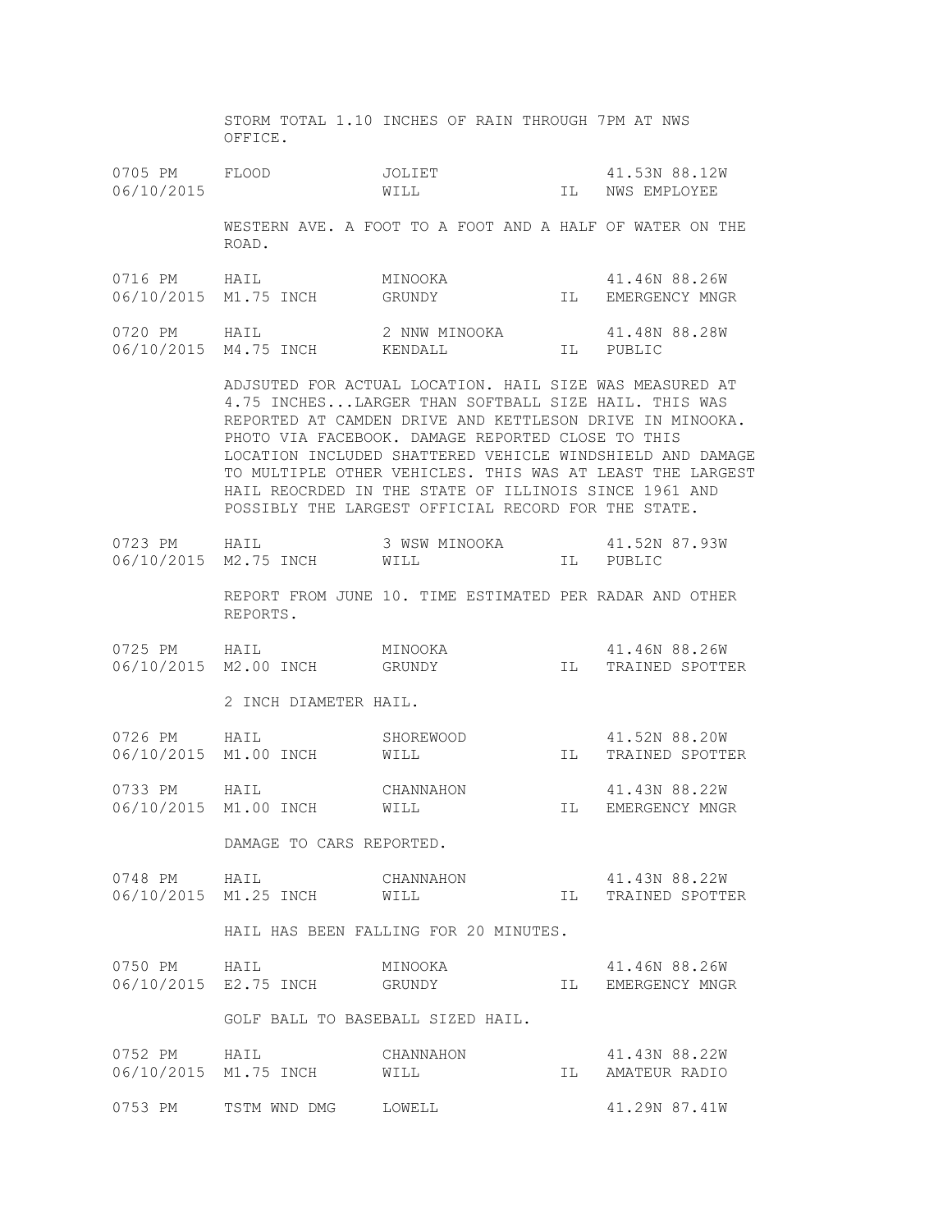STORM TOTAL 1.10 INCHES OF RAIN THROUGH 7PM AT NWS OFFICE.

```
0705 PM     FLOOD            JOLIET                  41.53N 88.12W
06/10/2015                   WILL              IL   NWS EMPLOYEE

            WESTERN AVE. A FOOT TO A FOOT AND A HALF OF WATER ON THE
            ROAD.

0716 PM     HAIL             MINOOKA                 41.46N 88.26W
06/10/2015  M1.75 INCH       GRUNDY            IL   EMERGENCY MNGR

0720 PM     HAIL             2 NNW MINOOKA           41.48N 88.28W
06/10/2015  M4.75 INCH       KENDALL           IL   PUBLIC

            ADJSUTED FOR ACTUAL LOCATION. HAIL SIZE WAS MEASURED AT
            4.75 INCHES...LARGER THAN SOFTBALL SIZE HAIL. THIS WAS
            REPORTED AT CAMDEN DRIVE AND KETTLESON DRIVE IN MINOOKA.
            PHOTO VIA FACEBOOK. DAMAGE REPORTED CLOSE TO THIS
            LOCATION INCLUDED SHATTERED VEHICLE WINDSHIELD AND DAMAGE
            TO MULTIPLE OTHER VEHICLES. THIS WAS AT LEAST THE LARGEST
            HAIL REOCRDED IN THE STATE OF ILLINOIS SINCE 1961 AND
            POSSIBLY THE LARGEST OFFICIAL RECORD FOR THE STATE.

0723 PM     HAIL             3 WSW MINOOKA           41.52N 87.93W
06/10/2015  M2.75 INCH       WILL              IL   PUBLIC

            REPORT FROM JUNE 10. TIME ESTIMATED PER RADAR AND OTHER
            REPORTS.

0725 PM     HAIL             MINOOKA                 41.46N 88.26W
06/10/2015  M2.00 INCH       GRUNDY            IL   TRAINED SPOTTER

            2 INCH DIAMETER HAIL.

0726 PM     HAIL             SHOREWOOD               41.52N 88.20W
06/10/2015  M1.00 INCH       WILL              IL   TRAINED SPOTTER

0733 PM     HAIL             CHANNAHON               41.43N 88.22W
06/10/2015  M1.00 INCH       WILL              IL   EMERGENCY MNGR

            DAMAGE TO CARS REPORTED.

0748 PM     HAIL             CHANNAHON               41.43N 88.22W
06/10/2015  M1.25 INCH       WILL              IL   TRAINED SPOTTER

            HAIL HAS BEEN FALLING FOR 20 MINUTES.

0750 PM     HAIL             MINOOKA                 41.46N 88.26W
06/10/2015  E2.75 INCH       GRUNDY            IL   EMERGENCY MNGR

            GOLF BALL TO BASEBALL SIZED HAIL.

0752 PM     HAIL             CHANNAHON               41.43N 88.22W
06/10/2015  M1.75 INCH       WILL              IL   AMATEUR RADIO

0753 PM     TSTM WND DMG     LOWELL                  41.29N 87.41W
```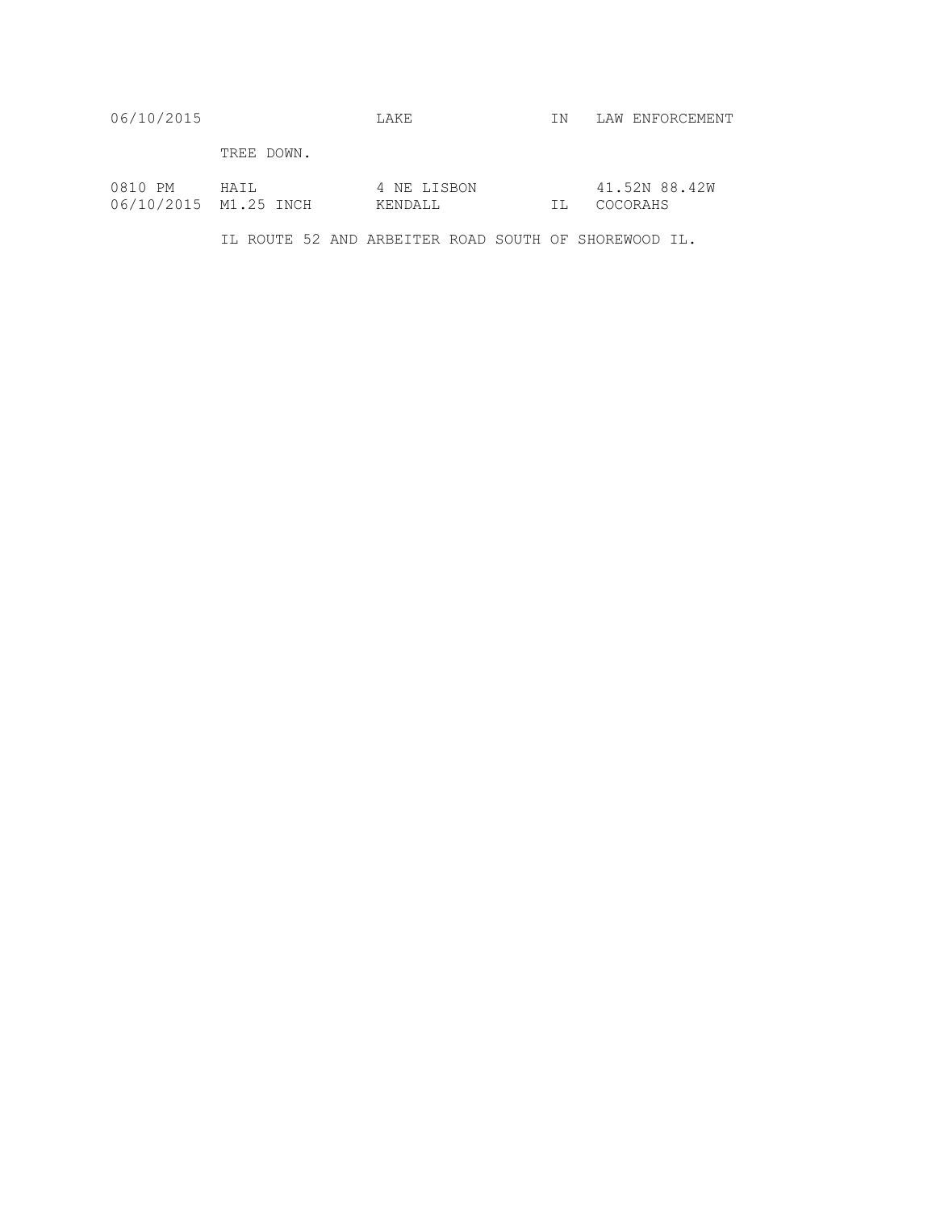```
06/10/2015                LAKE               IN   LAW ENFORCEMENT

            TREE DOWN.

0810 PM     HAIL            4 NE LISBON            41.52N 88.42W
06/10/2015  M1.25 INCH      KENDALL            IL   COCORAHS

            IL ROUTE 52 AND ARBEITER ROAD SOUTH OF SHOREWOOD IL.
```